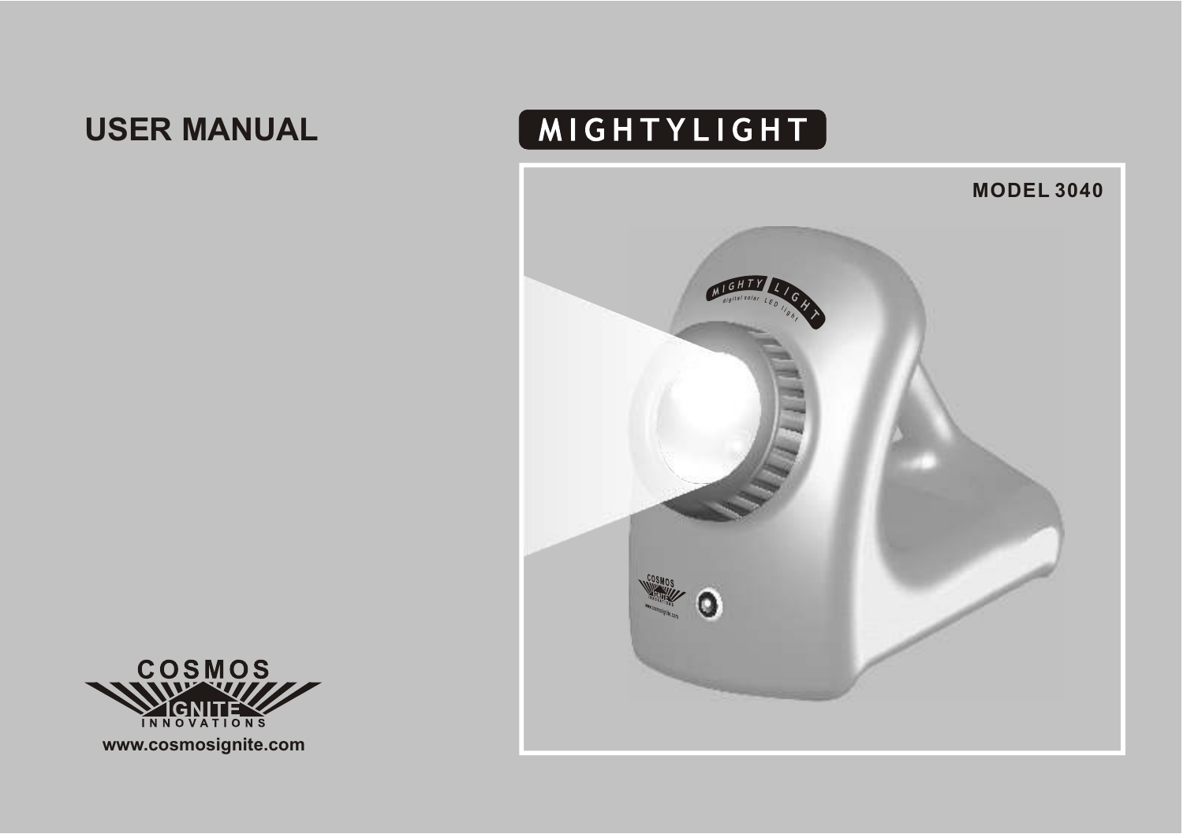# USER MANUAL

# MIGHTYLIGHT

**MODEL 3040**

COSMOS
IGNITE
INNOVATIONS

www.cosmosignite.com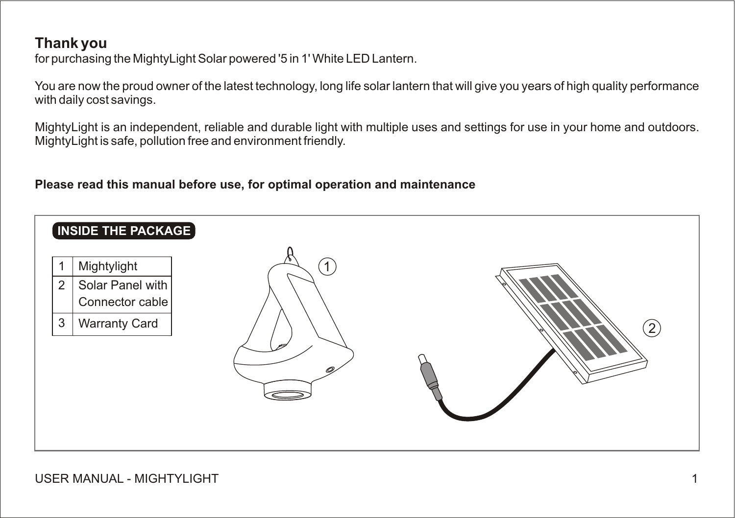## Thank you

for purchasing the MightyLight Solar powered '5 in 1' White LED Lantern.

You are now the proud owner of the latest technology, long life solar lantern that will give you years of high quality performance with daily cost savings.

MightyLight is an independent, reliable and durable light with multiple uses and settings for use in your home and outdoors. MightyLight is safe, pollution free and environment friendly.

**Please read this manual before use, for optimal operation and maintenance**

### INSIDE THE PACKAGE

| | |
|---|---|
| 1 | Mightylight |
| 2 | Solar Panel with Connector cable |
| 3 | Warranty Card |

1

2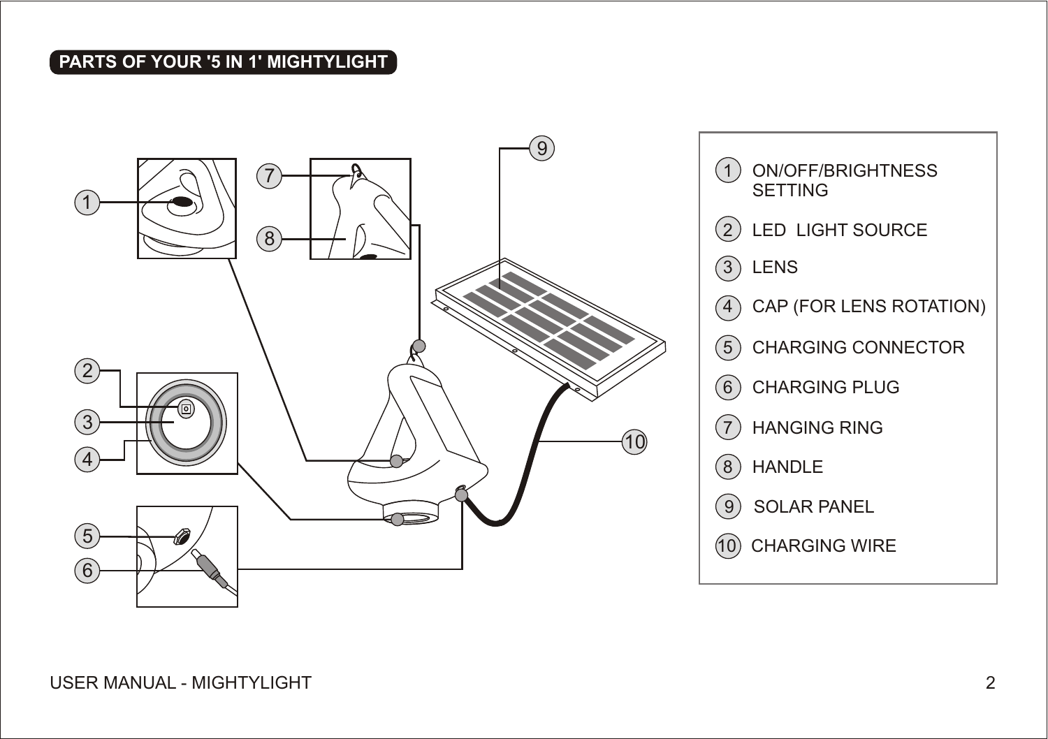## PARTS OF YOUR '5 IN 1' MIGHTYLIGHT

1. ON/OFF/BRIGHTNESS SETTING
2. LED LIGHT SOURCE
3. LENS
4. CAP (FOR LENS ROTATION)
5. CHARGING CONNECTOR
6. CHARGING PLUG
7. HANGING RING
8. HANDLE
9. SOLAR PANEL
10. CHARGING WIRE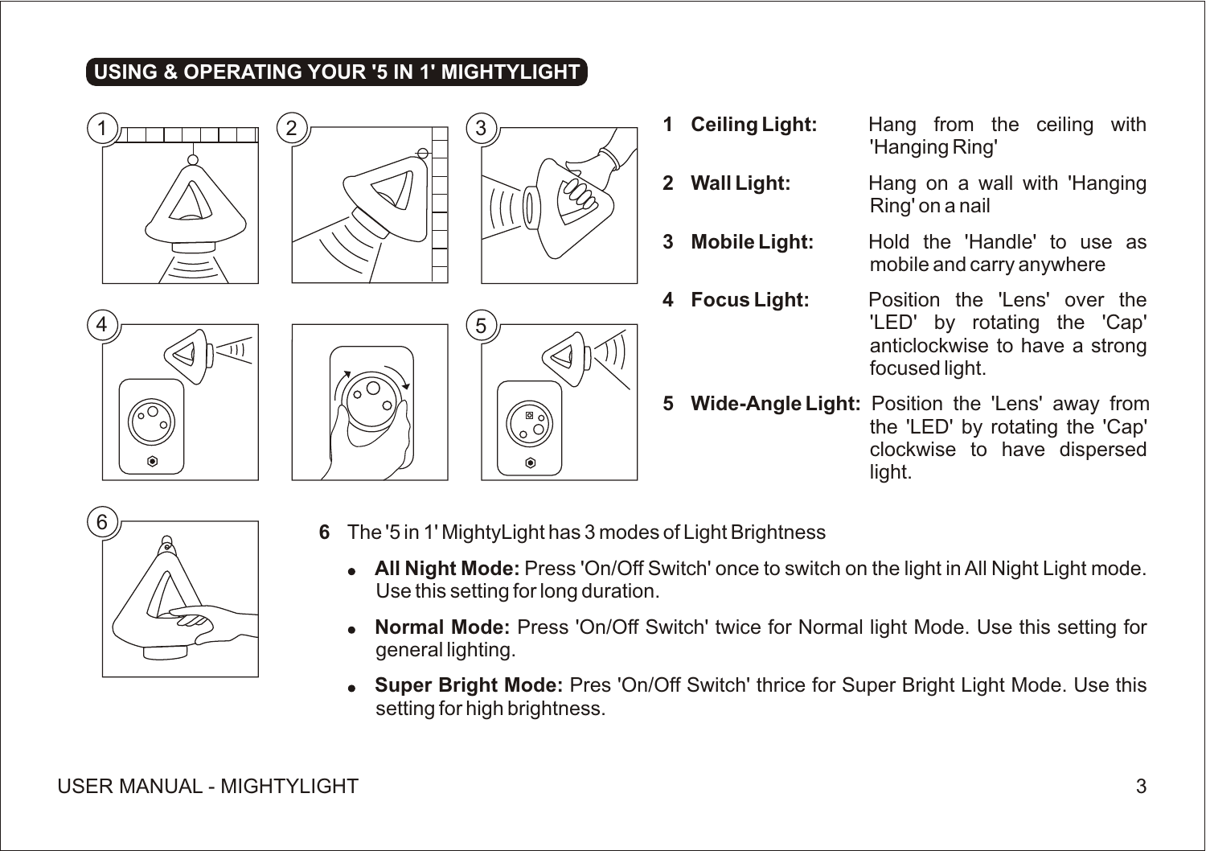## USING & OPERATING YOUR '5 IN 1' MIGHTYLIGHT

1. **Ceiling Light:** Hang from the ceiling with 'Hanging Ring'
2. **Wall Light:** Hang on a wall with 'Hanging Ring' on a nail
3. **Mobile Light:** Hold the 'Handle' to use as mobile and carry anywhere
4. **Focus Light:** Position the 'Lens' over the 'LED' by rotating the 'Cap' anticlockwise to have a strong focused light.
5. **Wide-Angle Light:** Position the 'Lens' away from the 'LED' by rotating the 'Cap' clockwise to have dispersed light.
6. The '5 in 1' MightyLight has 3 modes of Light Brightness
   - **All Night Mode:** Press 'On/Off Switch' once to switch on the light in All Night Light mode. Use this setting for long duration.
   - **Normal Mode:** Press 'On/Off Switch' twice for Normal light Mode. Use this setting for general lighting.
   - **Super Bright Mode:** Pres 'On/Off Switch' thrice for Super Bright Light Mode. Use this setting for high brightness.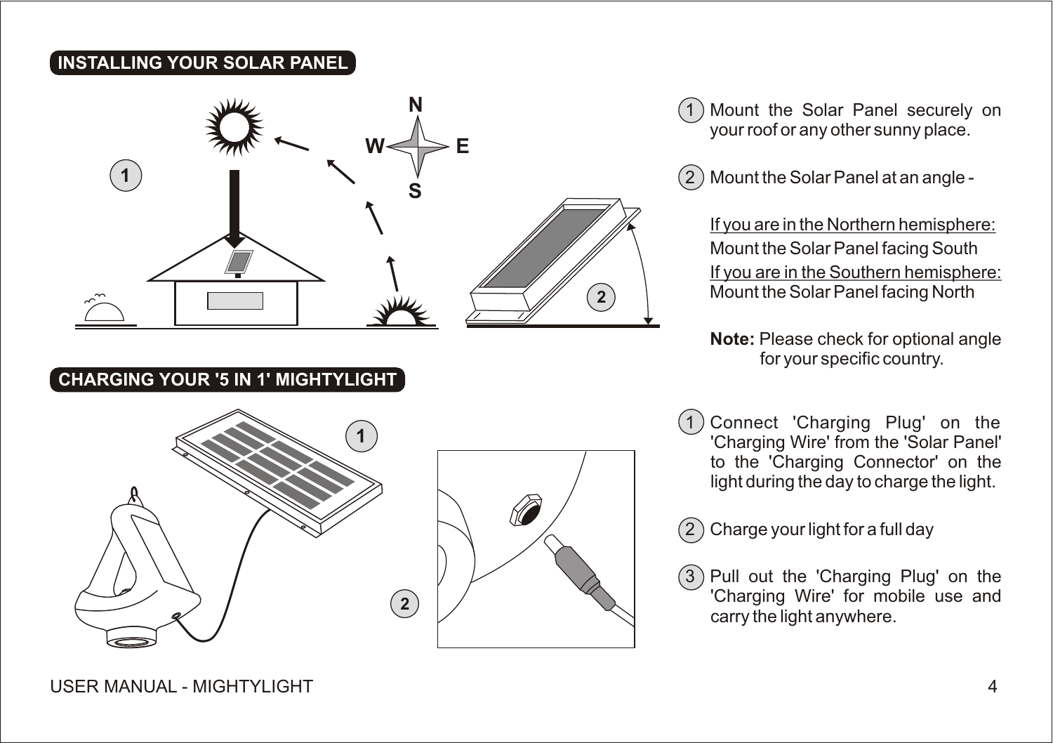## INSTALLING YOUR SOLAR PANEL

1. Mount the Solar Panel securely on your roof or any other sunny place.

2. Mount the Solar Panel at an angle -

   If you are in the Northern hemisphere:
   Mount the Solar Panel facing South
   If you are in the Southern hemisphere:
   Mount the Solar Panel facing North

   **Note:** Please check for optional angle for your specific country.

## CHARGING YOUR '5 IN 1' MIGHTYLIGHT

1. Connect 'Charging Plug' on the 'Charging Wire' from the 'Solar Panel' to the 'Charging Connector' on the light during the day to charge the light.

2. Charge your light for a full day

3. Pull out the 'Charging Plug' on the 'Charging Wire' for mobile use and carry the light anywhere.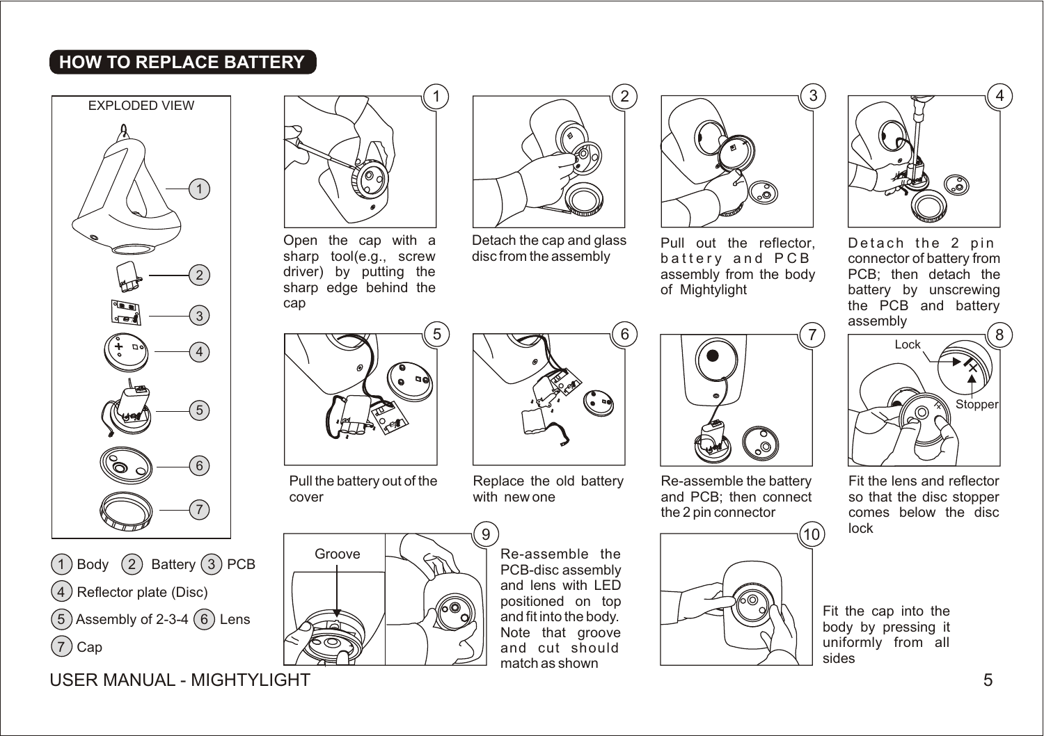## HOW TO REPLACE BATTERY

EXPLODED VIEW

1. Body
2. Battery
3. PCB
4. Reflector plate (Disc)
5. Assembly of 2-3-4
6. Lens
7. Cap

**1** Open the cap with a sharp tool(e.g., screw driver) by putting the sharp edge behind the cap

**2** Detach the cap and glass disc from the assembly

**3** Pull out the reflector, battery and PCB assembly from the body of Mightylight

**4** Detach the 2 pin connector of battery from PCB; then detach the battery by unscrewing the PCB and battery assembly

**5** Pull the battery out of the cover

**6** Replace the old battery with new one

**7** Re-assemble the battery and PCB; then connect the 2 pin connector

**8** Fit the lens and reflector so that the disc stopper comes below the disc lock

Lock

Stopper

**9** Re-assemble the PCB-disc assembly and lens with LED positioned on top and fit into the body. Note that groove and cut should match as shown

Groove

**10** Fit the cap into the body by pressing it uniformly from all sides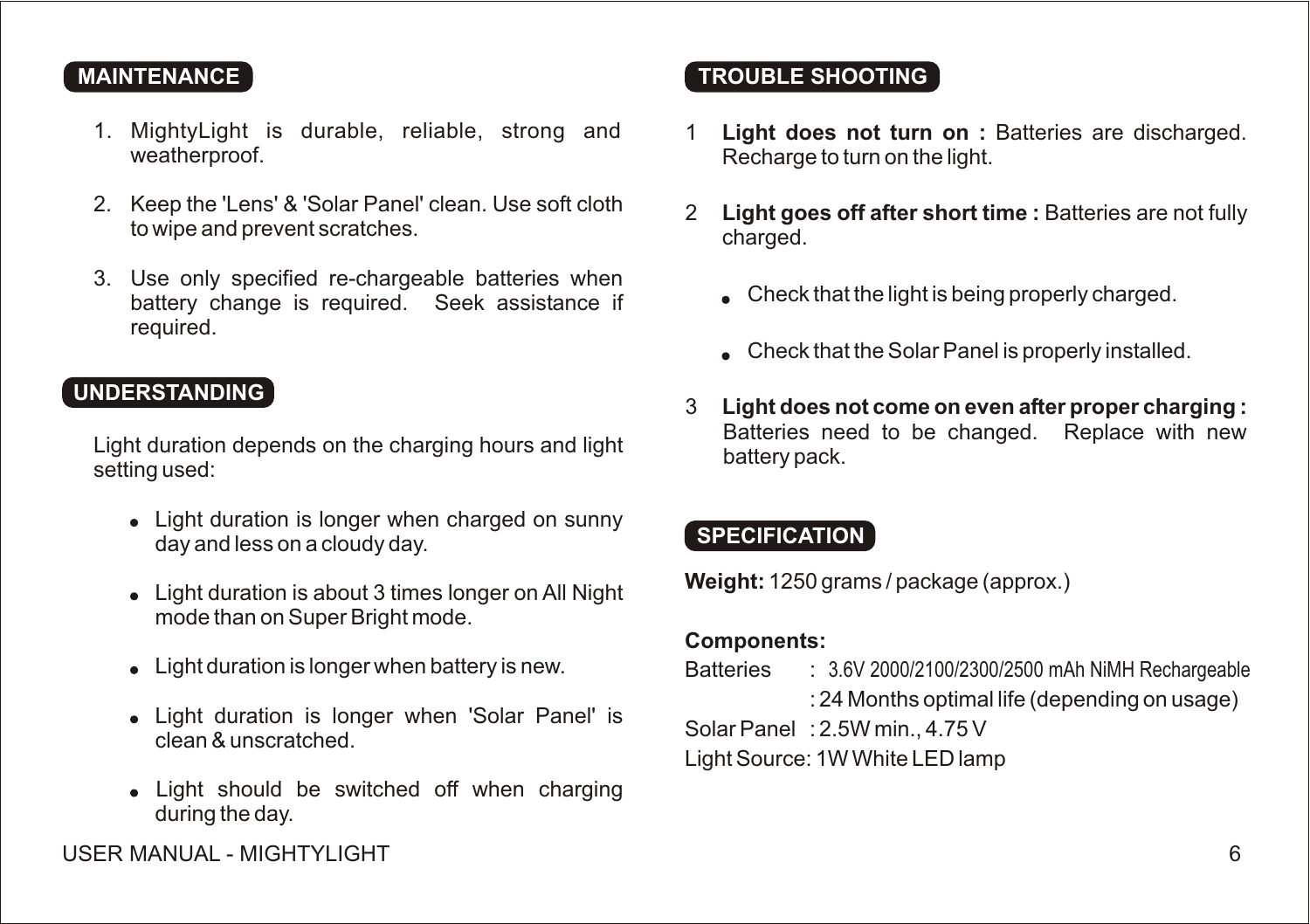## MAINTENANCE

1. MightyLight is durable, reliable, strong and weatherproof.
2. Keep the 'Lens' & 'Solar Panel' clean. Use soft cloth to wipe and prevent scratches.
3. Use only specified re-chargeable batteries when battery change is required. Seek assistance if required.

## UNDERSTANDING

Light duration depends on the charging hours and light setting used:

- Light duration is longer when charged on sunny day and less on a cloudy day.
- Light duration is about 3 times longer on All Night mode than on Super Bright mode.
- Light duration is longer when battery is new.
- Light duration is longer when 'Solar Panel' is clean & unscratched.
- Light should be switched off when charging during the day.

## TROUBLE SHOOTING

1. **Light does not turn on :** Batteries are discharged. Recharge to turn on the light.
2. **Light goes off after short time :** Batteries are not fully charged.
   - Check that the light is being properly charged.
   - Check that the Solar Panel is properly installed.
3. **Light does not come on even after proper charging :** Batteries need to be changed. Replace with new battery pack.

## SPECIFICATION

**Weight:** 1250 grams / package (approx.)

**Components:**

Batteries : 3.6V 2000/2100/2300/2500 mAh NiMH Rechargeable
: 24 Months optimal life (depending on usage)

Solar Panel : 2.5W min., 4.75 V

Light Source: 1W White LED lamp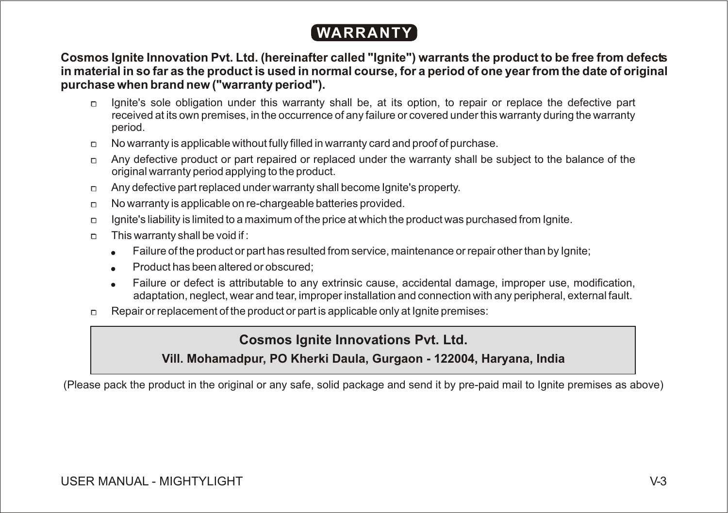# WARRANTY

**Cosmos Ignite Innovation Pvt. Ltd. (hereinafter called "Ignite") warrants the product to be free from defects in material in so far as the product is used in normal course, for a period of one year from the date of original purchase when brand new ("warranty period").**

- Ignite's sole obligation under this warranty shall be, at its option, to repair or replace the defective part received at its own premises, in the occurrence of any failure or covered under this warranty during the warranty period.
- No warranty is applicable without fully filled in warranty card and proof of purchase.
- Any defective product or part repaired or replaced under the warranty shall be subject to the balance of the original warranty period applying to the product.
- Any defective part replaced under warranty shall become Ignite's property.
- No warranty is applicable on re-chargeable batteries provided.
- Ignite's liability is limited to a maximum of the price at which the product was purchased from Ignite.
- This warranty shall be void if :
  - Failure of the product or part has resulted from service, maintenance or repair other than by Ignite;
  - Product has been altered or obscured;
  - Failure or defect is attributable to any extrinsic cause, accidental damage, improper use, modification, adaptation, neglect, wear and tear, improper installation and connection with any peripheral, external fault.
- Repair or replacement of the product or part is applicable only at Ignite premises:

**Cosmos Ignite Innovations Pvt. Ltd.**

**Vill. Mohamadpur, PO Kherki Daula, Gurgaon - 122004, Haryana, India**

(Please pack the product in the original or any safe, solid package and send it by pre-paid mail to Ignite premises as above)